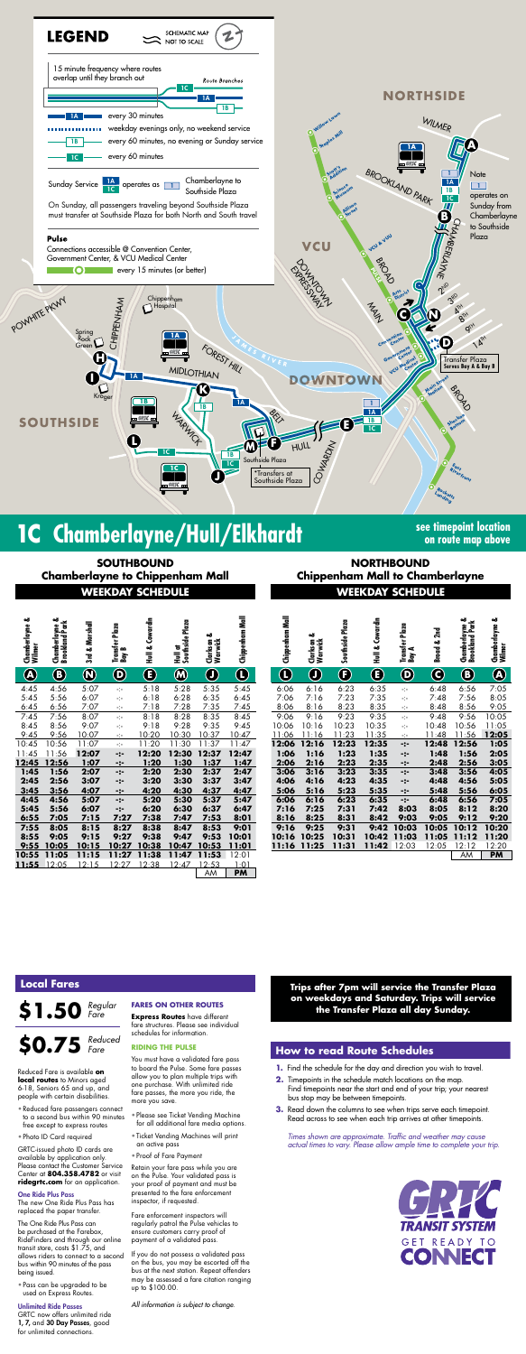## LEGEND

SCHEMATIC MAP NOT TO SCALE

15 minute frequency where routes overlap until they branch out — Route Branches

- 1A — every 30 minutes
- weekday evenings only, no weekend service
- 1B — every 60 minutes, no evening or Sunday service
- 1C — every 60 minutes

Sunday Service 1A 1C operates as 1 Chamberlayne to Southside Plaza

On Sunday, all passengers traveling beyond Southside Plaza must transfer at Southside Plaza for both North and South travel

**Pulse**

Connections accessible @ Convention Center, Government Center, & VCU Medical Center

every 15 minutes (or better)

Note: 1 operates on Sunday from Chamberlayne to Southside Plaza

Transfer Plaza Serves Bay A & Bay B

*Transfers at Southside Plaza

# 1C Chamberlayne/Hull/Elkhardt

**see timepoint location on route map above**

## SOUTHBOUND
### Chamberlayne to Chippenham Mall
### WEEKDAY SCHEDULE

| Chamberlayne & Wilmer (A) | Chamberlayne & Brookland Park (B) | 3rd & Marshall (N) | Transfer Plaza Bay B (D) | Hull & Cowardin (E) | Hull at Southside Plaza (M) | Clarkson & Warwick (J) | Chippenham Mall (L) |
|---|---|---|---|---|---|---|---|
| 4:45 | 4:56 | 5:07 | -:- | 5:18 | 5:28 | 5:35 | 5:45 |
| 5:45 | 5:56 | 6:07 | -:- | 6:18 | 6:28 | 6:35 | 6:45 |
| 6:45 | 6:56 | 7:07 | -:- | 7:18 | 7:28 | 7:35 | 7:45 |
| 7:45 | 7:56 | 8:07 | -:- | 8:18 | 8:28 | 8:35 | 8:45 |
| 8:45 | 8:56 | 9:07 | -:- | 9:18 | 9:28 | 9:35 | 9:45 |
| 9:45 | 9:56 | 10:07 | -:- | 10:20 | 10:30 | 10:37 | 10:47 |
| 10:45 | 10:56 | 11:07 | -:- | 11:20 | 11:30 | 11:37 | 11:47 |
| 11:45 | 11:56 | **12:07** | -:- | **12:20** | **12:30** | **12:37** | **12:47** |
| **12:45** | **12:56** | **1:07** | -:- | **1:20** | **1:30** | **1:37** | **1:47** |
| **1:45** | **1:56** | **2:07** | -:- | **2:20** | **2:30** | **2:37** | **2:47** |
| **2:45** | **2:56** | **3:07** | -:- | **3:20** | **3:30** | **3:37** | **3:47** |
| **3:45** | **3:56** | **4:07** | -:- | **4:20** | **4:30** | **4:37** | **4:47** |
| **4:45** | **4:56** | **5:07** | -:- | **5:20** | **5:30** | **5:37** | **5:47** |
| **5:45** | **5:56** | **6:07** | -:- | **6:20** | **6:30** | **6:37** | **6:47** |
| **6:55** | **7:05** | **7:15** | **7:27** | **7:38** | **7:47** | **7:53** | **8:01** |
| **7:55** | **8:05** | **8:15** | **8:27** | **8:38** | **8:47** | **8:53** | **9:01** |
| **8:55** | **9:05** | **9:15** | **9:27** | **9:38** | **9:47** | **9:53** | **10:01** |
| **9:55** | **10:05** | **10:15** | **10:27** | **10:38** | **10:47** | **10:53** | **11:01** |
| **10:55** | **11:05** | **11:15** | **11:27** | **11:38** | **11:47** | **11:53** | 12:01 |
| **11:55** | 12:05 | 12:15 | 12:27 | 12:38 | 12:47 | 12:53 | 1:01 |
| | | | | | | AM | **PM** |

## NORTHBOUND
### Chippenham Mall to Chamberlayne
### WEEKDAY SCHEDULE

| Chippenham Mall (L) | Clarkson & Warwick (J) | Southside Plaza (F) | Hull & Cowardin (E) | Transfer Plaza Bay A (D) | Broad & 2nd (C) | Chamberlayne & Brookland Park (B) | Chamberlayne & Wilmer (A) |
|---|---|---|---|---|---|---|---|
| 6:06 | 6:16 | 6:23 | 6:35 | -:- | 6:48 | 6:56 | 7:05 |
| 7:06 | 7:16 | 7:23 | 7:35 | -:- | 7:48 | 7:56 | 8:05 |
| 8:06 | 8:16 | 8:23 | 8:35 | -:- | 8:48 | 8:56 | 9:05 |
| 9:06 | 9:16 | 9:23 | 9:35 | -:- | 9:48 | 9:56 | 10:05 |
| 10:06 | 10:16 | 10:23 | 10:35 | -:- | 10:48 | 10:56 | 11:05 |
| 11:06 | 11:16 | 11:23 | 11:35 | -:- | 11:48 | 11:56 | **12:05** |
| **12:06** | **12:16** | **12:23** | **12:35** | -:- | **12:48** | **12:56** | **1:05** |
| **1:06** | **1:16** | **1:23** | **1:35** | -:- | **1:48** | **1:56** | **2:05** |
| **2:06** | **2:16** | **2:23** | **2:35** | -:- | **2:48** | **2:56** | **3:05** |
| **3:06** | **3:16** | **3:23** | **3:35** | -:- | **3:48** | **3:56** | **4:05** |
| **4:06** | **4:16** | **4:23** | **4:35** | -:- | **4:48** | **4:56** | **5:05** |
| **5:06** | **5:16** | **5:23** | **5:35** | -:- | **5:48** | **5:56** | **6:05** |
| **6:06** | **6:16** | **6:23** | **6:35** | -:- | **6:48** | **6:56** | **7:05** |
| **7:16** | **7:25** | **7:31** | **7:42** | **8:03** | **8:05** | **8:12** | **8:20** |
| **8:16** | **8:25** | **8:31** | **8:42** | **9:03** | **9:05** | **9:12** | **9:20** |
| **9:16** | **9:25** | **9:31** | **9:42** | **10:03** | **10:05** | **10:12** | **10:20** |
| **10:16** | **10:25** | **10:31** | **10:42** | **11:03** | **11:05** | **11:12** | **11:20** |
| **11:16** | **11:25** | **11:31** | **11:42** | 12:03 | 12:05 | 12:12 | 12:20 |
| | | | | | | AM | **PM** |

**Trips after 7pm will service the Transfer Plaza on weekdays and Saturday. Trips will service the Transfer Plaza all day Sunday.**

## Local Fares

**$1.50** *Regular Fare*

**$0.75** *Reduced Fare*

Reduced Fare is available **on local routes** to Minors aged 6-18, Seniors 65 and up, and people with certain disabilities.

- Reduced fare passengers connect to a second bus within 90 minutes free except to express routes
- Photo ID Card required

GRTC-issued photo ID cards are available by application only. Please contact the Customer Service Center at **804.358.4782** or visit **ridegrtc.com** for an application.

**One Ride Plus Pass**

The new One Ride Plus Pass has replaced the paper transfer.

The One Ride Plus Pass can be purchased at the Farebox, RideFinders and through our online transit store, costs $1.75, and allows riders to connect to a second bus within 90 minutes of the pass being issued.

- Pass can be upgraded to be used on Express Routes.

**Unlimited Ride Passes**

GRTC now offers unlimited ride **1, 7,** and **30 Day Passes**, good for unlimited connections.

**FARES ON OTHER ROUTES**

**Express Routes** have different fare structures. Please see individual schedules for information.

**RIDING THE PULSE**

You must have a validated fare pass to board the Pulse. Some fare passes allow you to plan multiple trips with one purchase. With unlimited ride fare passes, the more you ride, the more you save.

- Please see Ticket Vending Machine for all additional fare media options
- Ticket Vending Machines will print an active pass
- Proof of Fare Payment

Retain your fare pass while you are on the Pulse. Your validated pass is your proof of payment and must be presented to the fare enforcement inspector, if requested.

Fare enforcement inspectors will regularly patrol the Pulse vehicles to ensure customers carry proof of payment of a validated pass.

If you do not possess a validated pass on the bus, you may be escorted off the bus at the next station. Repeat offenders may be assessed a fare citation ranging up to $100.00.

*All information is subject to change.*

## How to read Route Schedules

1. Find the schedule for the day and direction you wish to travel.
2. Timepoints in the schedule match locations on the map. Find timepoints near the start and end of your trip; your nearest bus stop may be between timepoints.
3. Read down the columns to see when trips serve each timepoint. Read across to see when each trip arrives at other timepoints.

*Times shown are approximate. Traffic and weather may cause actual times to vary. Please allow ample time to complete your trip.*

GRTC TRANSIT SYSTEM — GET READY TO CONNECT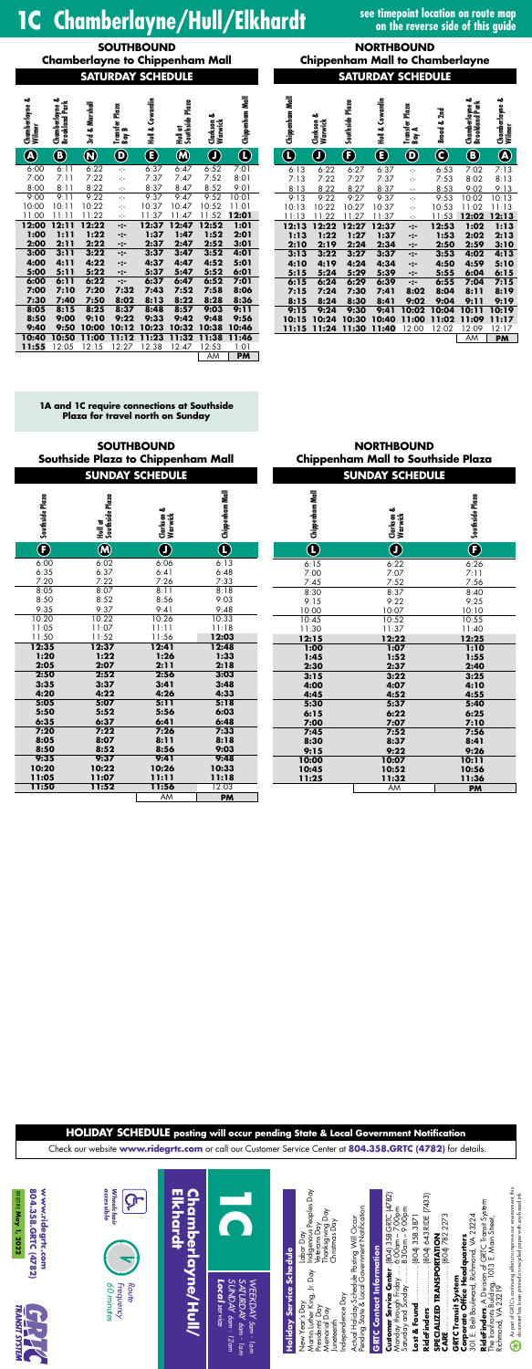# 1C Chamberlayne/Hull/Elkhardt

see timepoint location on route map on the reverse side of this guide

## SOUTHBOUND
### Chamberlayne to Chippenham Mall
### SATURDAY SCHEDULE

| Chamberlayne & Wilmer (A) | Chamberlayne & Brookland Park (B) | 3rd & Marshall (N) | Transfer Plaza Bay B (D) | Hull & Cowardin (E) | Hull at Southside Plaza (M) | Clarkson & Warwick (J) | Chippenham Mall (L) |
|---|---|---|---|---|---|---|---|
| 6:00 | 6:11 | 6:22 | -:- | 6:37 | 6:47 | 6:52 | 7:01 |
| 7:00 | 7:11 | 7:22 | -:- | 7:37 | 7:47 | 7:52 | 8:01 |
| 8:00 | 8:11 | 8:22 | -:- | 8:37 | 8:47 | 8:52 | 9:01 |
| 9:00 | 9:11 | 9:22 | -:- | 9:37 | 9:47 | 9:52 | 10:01 |
| 10:00 | 10:11 | 10:22 | -:- | 10:37 | 10:47 | 10:52 | 11:01 |
| 11:00 | 11:11 | 11:22 | -:- | 11:37 | 11:47 | 11:52 | **12:01** |
| **12:00** | **12:11** | **12:22** | **-:-** | **12:37** | **12:47** | **12:52** | **1:01** |
| **1:00** | **1:11** | **1:22** | **-:-** | **1:37** | **1:47** | **1:52** | **2:01** |
| **2:00** | **2:11** | **2:22** | **-:-** | **2:37** | **2:47** | **2:52** | **3:01** |
| **3:00** | **3:11** | **3:22** | **-:-** | **3:37** | **3:47** | **3:52** | **4:01** |
| **4:00** | **4:11** | **4:22** | **-:-** | **4:37** | **4:47** | **4:52** | **5:01** |
| **5:00** | **5:11** | **5:22** | **-:-** | **5:37** | **5:47** | **5:52** | **6:01** |
| **6:00** | **6:11** | **6:22** | **-:-** | **6:37** | **6:47** | **6:52** | **7:01** |
| **7:00** | **7:10** | **7:20** | **7:32** | **7:43** | **7:52** | **7:58** | **8:06** |
| **7:30** | **7:40** | **7:50** | **8:02** | **8:13** | **8:22** | **8:28** | **8:36** |
| **8:05** | **8:15** | **8:25** | **8:37** | **8:48** | **8:57** | **9:03** | **9:11** |
| **8:50** | **9:00** | **9:10** | **9:22** | **9:33** | **9:42** | **9:48** | **9:56** |
| **9:40** | **9:50** | **10:00** | **10:12** | **10:23** | **10:32** | **10:38** | **10:46** |
| **10:40** | **10:50** | **11:00** | **11:12** | **11:23** | **11:32** | **11:38** | **11:46** |
| **11:55** | 12:05 | 12:15 | 12:27 | 12:38 | 12:47 | 12:53 | 1:01 |
| | | | | | | AM | **PM** |

## NORTHBOUND
### Chippenham Mall to Chamberlayne
### SATURDAY SCHEDULE

| Chippenham Mall (L) | Clarkson & Warwick (J) | Southside Plaza (F) | Hull & Cowardin (E) | Transfer Plaza Bay A (D) | Broad & 2nd (C) | Chamberlayne & Brookland Park (B) | Chamberlayne & Wilmer (A) |
|---|---|---|---|---|---|---|---|
| 6:13 | 6:22 | 6:27 | 6:37 | -:- | 6:53 | 7:02 | 7:13 |
| 7:13 | 7:22 | 7:27 | 7:37 | -:- | 7:53 | 8:02 | 8:13 |
| 8:13 | 8:22 | 8:27 | 8:37 | -:- | 8:53 | 9:02 | 9:13 |
| 9:13 | 9:22 | 9:27 | 9:37 | -:- | 9:53 | 10:02 | 10:13 |
| 10:13 | 10:22 | 10:27 | 10:37 | -:- | 10:53 | 11:02 | 11:13 |
| 11:13 | 11:22 | 11:27 | 11:37 | -:- | 11:53 | **12:02** | **12:13** |
| **12:13** | **12:22** | **12:27** | **12:37** | **-:-** | **12:53** | **1:02** | **1:13** |
| **1:13** | **1:22** | **1:27** | **1:37** | **-:-** | **1:53** | **2:02** | **2:13** |
| **2:10** | **2:19** | **2:24** | **2:34** | **-:-** | **2:50** | **2:59** | **3:10** |
| **3:13** | **3:22** | **3:27** | **3:37** | **-:-** | **3:53** | **4:02** | **4:13** |
| **4:10** | **4:19** | **4:24** | **4:34** | **-:-** | **4:50** | **4:59** | **5:10** |
| **5:15** | **5:24** | **5:29** | **5:39** | **-:-** | **5:55** | **6:04** | **6:15** |
| **6:15** | **6:24** | **6:29** | **6:39** | **-:-** | **6:55** | **7:04** | **7:15** |
| **7:15** | **7:24** | **7:30** | **7:41** | **8:02** | **8:04** | **8:11** | **8:19** |
| **8:15** | **8:24** | **8:30** | **8:41** | **9:02** | **9:04** | **9:11** | **9:19** |
| **9:15** | **9:24** | **9:30** | **9:41** | **10:02** | **10:04** | **10:11** | **10:19** |
| **10:15** | **10:24** | **10:30** | **10:40** | **11:00** | **11:02** | **11:09** | **11:17** |
| **11:15** | **11:24** | **11:30** | **11:40** | 12:00 | 12:02 | 12:09 | 12:17 |
| | | | | | | AM | **PM** |

**1A and 1C require connections at Southside Plaza for travel north on Sunday**

## SOUTHBOUND
### Southside Plaza to Chippenham Mall
### SUNDAY SCHEDULE

| Southside Plaza (F) | Hull at Southside Plaza (M) | Clarkson & Warwick (J) | Chippenham Mall (L) |
|---|---|---|---|
| 6:00 | 6:02 | 6:06 | 6:13 |
| 6:35 | 6:37 | 6:41 | 6:48 |
| 7:20 | 7:22 | 7:26 | 7:33 |
| 8:05 | 8:07 | 8:11 | 8:18 |
| 8:50 | 8:52 | 8:56 | 9:03 |
| 9:35 | 9:37 | 9:41 | 9:48 |
| 10:20 | 10:22 | 10:26 | 10:33 |
| 11:05 | 11:07 | 11:11 | 11:18 |
| 11:50 | 11:52 | 11:56 | **12:03** |
| **12:35** | **12:37** | **12:41** | **12:48** |
| **1:20** | **1:22** | **1:26** | **1:33** |
| **2:05** | **2:07** | **2:11** | **2:18** |
| **2:50** | **2:52** | **2:56** | **3:03** |
| **3:35** | **3:37** | **3:41** | **3:48** |
| **4:20** | **4:22** | **4:26** | **4:33** |
| **5:05** | **5:07** | **5:11** | **5:18** |
| **5:50** | **5:52** | **5:56** | **6:03** |
| **6:35** | **6:37** | **6:41** | **6:48** |
| **7:20** | **7:22** | **7:26** | **7:33** |
| **8:05** | **8:07** | **8:11** | **8:18** |
| **8:50** | **8:52** | **8:56** | **9:03** |
| **9:35** | **9:37** | **9:41** | **9:48** |
| **10:20** | **10:22** | **10:26** | **10:33** |
| **11:05** | **11:07** | **11:11** | **11:18** |
| **11:50** | **11:52** | **11:56** | 12:03 |
| | | AM | **PM** |

## NORTHBOUND
### Chippenham Mall to Southside Plaza
### SUNDAY SCHEDULE

| Chippenham Mall (L) | Clarkson & Warwick (J) | Southside Plaza (F) |
|---|---|---|
| 6:15 | 6:22 | 6:26 |
| 7:00 | 7:07 | 7:11 |
| 7:45 | 7:52 | 7:56 |
| 8:30 | 8:37 | 8:40 |
| 9:15 | 9:22 | 9:25 |
| 10:00 | 10:07 | 10:10 |
| 10:45 | 10:52 | 10:55 |
| 11:30 | 11:37 | 11:40 |
| **12:15** | **12:22** | **12:25** |
| **1:00** | **1:07** | **1:10** |
| **1:45** | **1:52** | **1:55** |
| **2:30** | **2:37** | **2:40** |
| **3:15** | **3:22** | **3:25** |
| **4:00** | **4:07** | **4:10** |
| **4:45** | **4:52** | **4:55** |
| **5:30** | **5:37** | **5:40** |
| **6:15** | **6:22** | **6:25** |
| **7:00** | **7:07** | **7:10** |
| **7:45** | **7:52** | **7:56** |
| **8:30** | **8:37** | **8:41** |
| **9:15** | **9:22** | **9:26** |
| **10:00** | **10:07** | **10:11** |
| **10:45** | **10:52** | **10:56** |
| **11:25** | **11:32** | **11:36** |
| | AM | **PM** |

**HOLIDAY SCHEDULE posting will occur pending State & Local Government Notification**

Check our website **www.ridegrtc.com** or call our Customer Service Center at **804.358.GRTC (4782)** for details.

### Holiday Service Schedule

New Year's Day
Martin Luther King, Jr. Day
Presidents' Day
Memorial Day
Juneteenth
Independence Day
Labor Day
Indigenous Peoples Day
Veterans Day
Thanksgiving Day
Christmas Day

Actual Holiday Schedule Posting Will Occur Pending State & Local Government Notification.

### GRTC Contact Information

**Customer Service Center** (804) 358-GRTC (4782)
Monday through Friday ........ 6:00am – 7:00pm
Saturday and Sunday ........ 8:00am – 5:00pm
**Lost & Found** ........ (804) 358-3871
**RideFinders** ........ (804) 643-RIDE (7433)
**SPECIALIZED TRANSPORTATION CARE** ........ (804) 782-2273

**GRTC Transit System**
**Corporate Office Headquarters**
301 E. Belt Boulevard, Richmond, VA 23224

**RideFinders**, A Division of GRTC Transit System
The Ironfronts Building, 1013 E. Main Street, Richmond, VA 23219

As part of GRTC's continuing efforts to improve our environment, this document has been printed on recycled paper with soy-based ink.

# 1C Chamberlayne/Hull/Elkhardt

WEEKDAY 5am – 1am
SATURDAY 6am – 1am
SUNDAY 6am – 12am
*Local* service

Wheelchair accessible

Route Frequency 60 minutes

www.ridegrtc.com
804.358.GRTC (4782)

EFFECTIVE **May 1, 2022**

GRTC TRANSIT SYSTEM